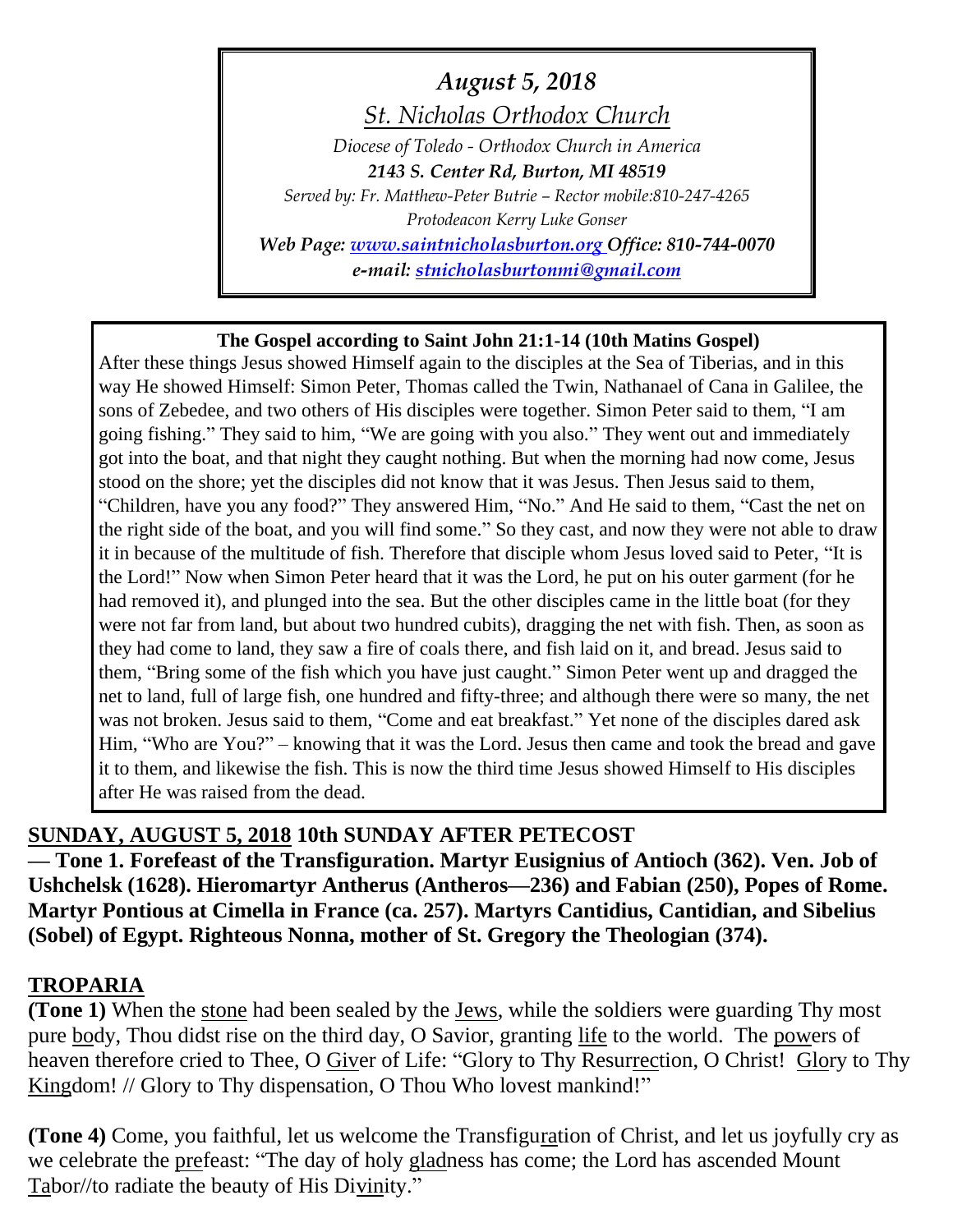*August 5, 2018*

*St. Nicholas Orthodox Church*

*Diocese of Toledo - Orthodox Church in America*

***2143 S. Center Rd, Burton, MI 48519***

*Served by: Fr. Matthew-Peter Butrie – Rector mobile:810-247-4265*

*Protodeacon Kerry Luke Gonser*

***Web Page: [www.saintnicholasburton.org](http://www.saintnicholasburton.org) Office: 810-744-0070***

***e-mail: [stnicholasburtonmi@gmail.com](mailto:stnicholasburtonmi@gmail.com)***

**The Gospel according to Saint John 21:1-14 (10th Matins Gospel)**

After these things Jesus showed Himself again to the disciples at the Sea of Tiberias, and in this way He showed Himself: Simon Peter, Thomas called the Twin, Nathanael of Cana in Galilee, the sons of Zebedee, and two others of His disciples were together. Simon Peter said to them, "I am going fishing." They said to him, "We are going with you also." They went out and immediately got into the boat, and that night they caught nothing. But when the morning had now come, Jesus stood on the shore; yet the disciples did not know that it was Jesus. Then Jesus said to them, "Children, have you any food?" They answered Him, "No." And He said to them, "Cast the net on the right side of the boat, and you will find some." So they cast, and now they were not able to draw it in because of the multitude of fish. Therefore that disciple whom Jesus loved said to Peter, "It is the Lord!" Now when Simon Peter heard that it was the Lord, he put on his outer garment (for he had removed it), and plunged into the sea. But the other disciples came in the little boat (for they were not far from land, but about two hundred cubits), dragging the net with fish. Then, as soon as they had come to land, they saw a fire of coals there, and fish laid on it, and bread. Jesus said to them, "Bring some of the fish which you have just caught." Simon Peter went up and dragged the net to land, full of large fish, one hundred and fifty-three; and although there were so many, the net was not broken. Jesus said to them, "Come and eat breakfast." Yet none of the disciples dared ask Him, "Who are You?" – knowing that it was the Lord. Jesus then came and took the bread and gave it to them, and likewise the fish. This is now the third time Jesus showed Himself to His disciples after He was raised from the dead.

**SUNDAY, AUGUST 5, 2018 10th SUNDAY AFTER PETECOST — Tone 1. Forefeast of the Transfiguration. Martyr Eusignius of Antioch (362). Ven. Job of Ushchelsk (1628). Hieromartyr Antherus (Antheros—236) and Fabian (250), Popes of Rome. Martyr Pontious at Cimella in France (ca. 257). Martyrs Cantidius, Cantidian, and Sibelius (Sobel) of Egypt. Righteous Nonna, mother of St. Gregory the Theologian (374).**

## TROPARIA

**(Tone 1)** When the stone had been sealed by the Jews, while the soldiers were guarding Thy most pure body, Thou didst rise on the third day, O Savior, granting life to the world. The powers of heaven therefore cried to Thee, O Giver of Life: "Glory to Thy Resurrection, O Christ! Glory to Thy Kingdom! // Glory to Thy dispensation, O Thou Who lovest mankind!"

**(Tone 4)** Come, you faithful, let us welcome the Transfiguration of Christ, and let us joyfully cry as we celebrate the prefeast: "The day of holy gladness has come; the Lord has ascended Mount Tabor//to radiate the beauty of His Divinity."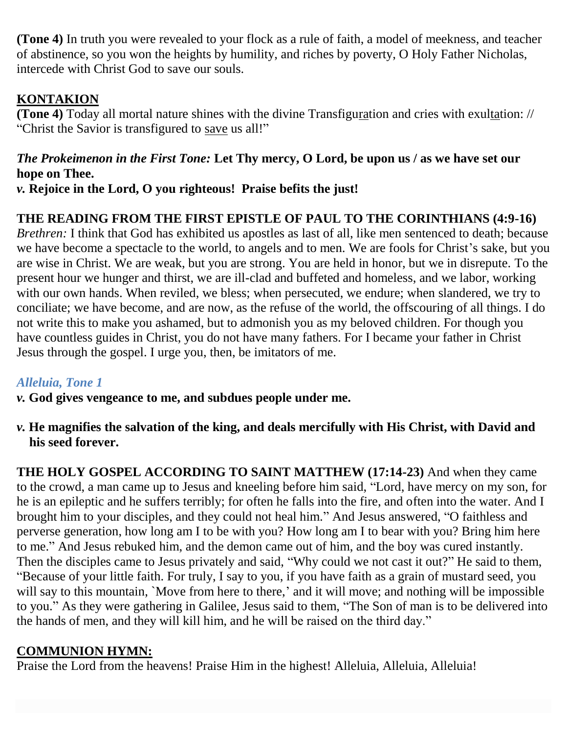**(Tone 4)** In truth you were revealed to your flock as a rule of faith, a model of meekness, and teacher of abstinence, so you won the heights by humility, and riches by poverty, O Holy Father Nicholas, intercede with Christ God to save our souls.

## KONTAKION

**(Tone 4)** Today all mortal nature shines with the divine Transfiguration and cries with exultation: // "Christ the Savior is transfigured to save us all!"

***The Prokeimenon in the First Tone:*** **Let Thy mercy, O Lord, be upon us / as we have set our hope on Thee.**

***v.*** **Rejoice in the Lord, O you righteous! Praise befits the just!**

**THE READING FROM THE FIRST EPISTLE OF PAUL TO THE CORINTHIANS (4:9-16)**
*Brethren:* I think that God has exhibited us apostles as last of all, like men sentenced to death; because we have become a spectacle to the world, to angels and to men. We are fools for Christ's sake, but you are wise in Christ. We are weak, but you are strong. You are held in honor, but we in disrepute. To the present hour we hunger and thirst, we are ill-clad and buffeted and homeless, and we labor, working with our own hands. When reviled, we bless; when persecuted, we endure; when slandered, we try to conciliate; we have become, and are now, as the refuse of the world, the offscouring of all things. I do not write this to make you ashamed, but to admonish you as my beloved children. For though you have countless guides in Christ, you do not have many fathers. For I became your father in Christ Jesus through the gospel. I urge you, then, be imitators of me.

*Alleluia, Tone 1*

***v.*** **God gives vengeance to me, and subdues people under me.**

***v.*** **He magnifies the salvation of the king, and deals mercifully with His Christ, with David and his seed forever.**

**THE HOLY GOSPEL ACCORDING TO SAINT MATTHEW (17:14-23)** And when they came to the crowd, a man came up to Jesus and kneeling before him said, "Lord, have mercy on my son, for he is an epileptic and he suffers terribly; for often he falls into the fire, and often into the water. And I brought him to your disciples, and they could not heal him." And Jesus answered, "O faithless and perverse generation, how long am I to be with you? How long am I to bear with you? Bring him here to me." And Jesus rebuked him, and the demon came out of him, and the boy was cured instantly. Then the disciples came to Jesus privately and said, "Why could we not cast it out?" He said to them, "Because of your little faith. For truly, I say to you, if you have faith as a grain of mustard seed, you will say to this mountain, `Move from here to there,' and it will move; and nothing will be impossible to you." As they were gathering in Galilee, Jesus said to them, "The Son of man is to be delivered into the hands of men, and they will kill him, and he will be raised on the third day."

## COMMUNION HYMN:

Praise the Lord from the heavens! Praise Him in the highest! Alleluia, Alleluia, Alleluia!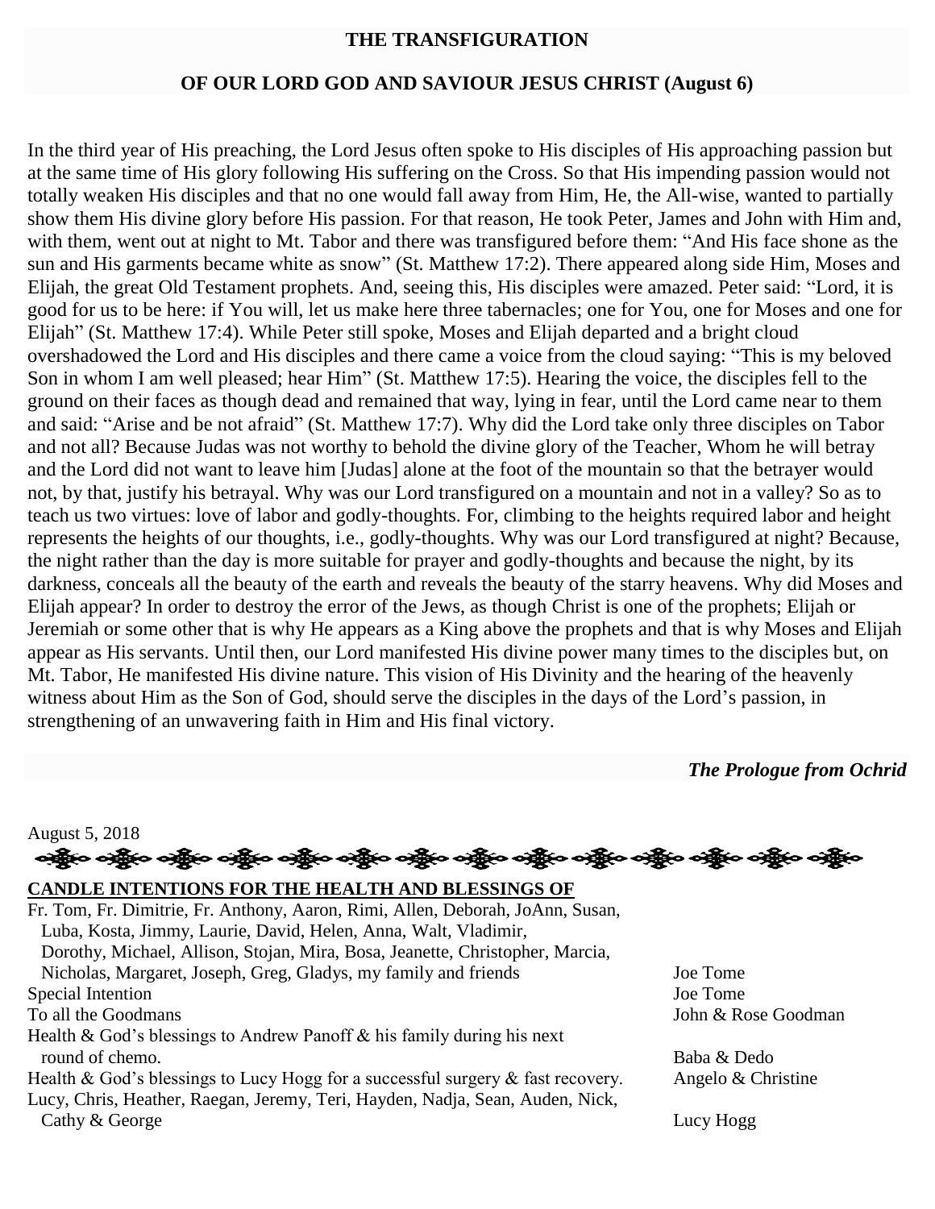## THE TRANSFIGURATION

## OF OUR LORD GOD AND SAVIOUR JESUS CHRIST (August 6)

In the third year of His preaching, the Lord Jesus often spoke to His disciples of His approaching passion but at the same time of His glory following His suffering on the Cross. So that His impending passion would not totally weaken His disciples and that no one would fall away from Him, He, the All-wise, wanted to partially show them His divine glory before His passion. For that reason, He took Peter, James and John with Him and, with them, went out at night to Mt. Tabor and there was transfigured before them: "And His face shone as the sun and His garments became white as snow" (St. Matthew 17:2). There appeared along side Him, Moses and Elijah, the great Old Testament prophets. And, seeing this, His disciples were amazed. Peter said: "Lord, it is good for us to be here: if You will, let us make here three tabernacles; one for You, one for Moses and one for Elijah" (St. Matthew 17:4). While Peter still spoke, Moses and Elijah departed and a bright cloud overshadowed the Lord and His disciples and there came a voice from the cloud saying: "This is my beloved Son in whom I am well pleased; hear Him" (St. Matthew 17:5). Hearing the voice, the disciples fell to the ground on their faces as though dead and remained that way, lying in fear, until the Lord came near to them and said: "Arise and be not afraid" (St. Matthew 17:7). Why did the Lord take only three disciples on Tabor and not all? Because Judas was not worthy to behold the divine glory of the Teacher, Whom he will betray and the Lord did not want to leave him [Judas] alone at the foot of the mountain so that the betrayer would not, by that, justify his betrayal. Why was our Lord transfigured on a mountain and not in a valley? So as to teach us two virtues: love of labor and godly-thoughts. For, climbing to the heights required labor and height represents the heights of our thoughts, i.e., godly-thoughts. Why was our Lord transfigured at night? Because, the night rather than the day is more suitable for prayer and godly-thoughts and because the night, by its darkness, conceals all the beauty of the earth and reveals the beauty of the starry heavens. Why did Moses and Elijah appear? In order to destroy the error of the Jews, as though Christ is one of the prophets; Elijah or Jeremiah or some other that is why He appears as a King above the prophets and that is why Moses and Elijah appear as His servants. Until then, our Lord manifested His divine power many times to the disciples but, on Mt. Tabor, He manifested His divine nature. This vision of His Divinity and the hearing of the heavenly witness about Him as the Son of God, should serve the disciples in the days of the Lord's passion, in strengthening of an unwavering faith in Him and His final victory.

***The Prologue from Ochrid***

August 5, 2018

**CANDLE INTENTIONS FOR THE HEALTH AND BLESSINGS OF**

| | |
|---|---|
| Fr. Tom, Fr. Dimitrie, Fr. Anthony, Aaron, Rimi, Allen, Deborah, JoAnn, Susan, Luba, Kosta, Jimmy, Laurie, David, Helen, Anna, Walt, Vladimir, Dorothy, Michael, Allison, Stojan, Mira, Bosa, Jeanette, Christopher, Marcia, Nicholas, Margaret, Joseph, Greg, Gladys, my family and friends | Joe Tome |
| Special Intention | Joe Tome |
| To all the Goodmans | John & Rose Goodman |
| Health & God's blessings to Andrew Panoff & his family during his next round of chemo. | Baba & Dedo |
| Health & God's blessings to Lucy Hogg for a successful surgery & fast recovery. | Angelo & Christine |
| Lucy, Chris, Heather, Raegan, Jeremy, Teri, Hayden, Nadja, Sean, Auden, Nick, Cathy & George | Lucy Hogg |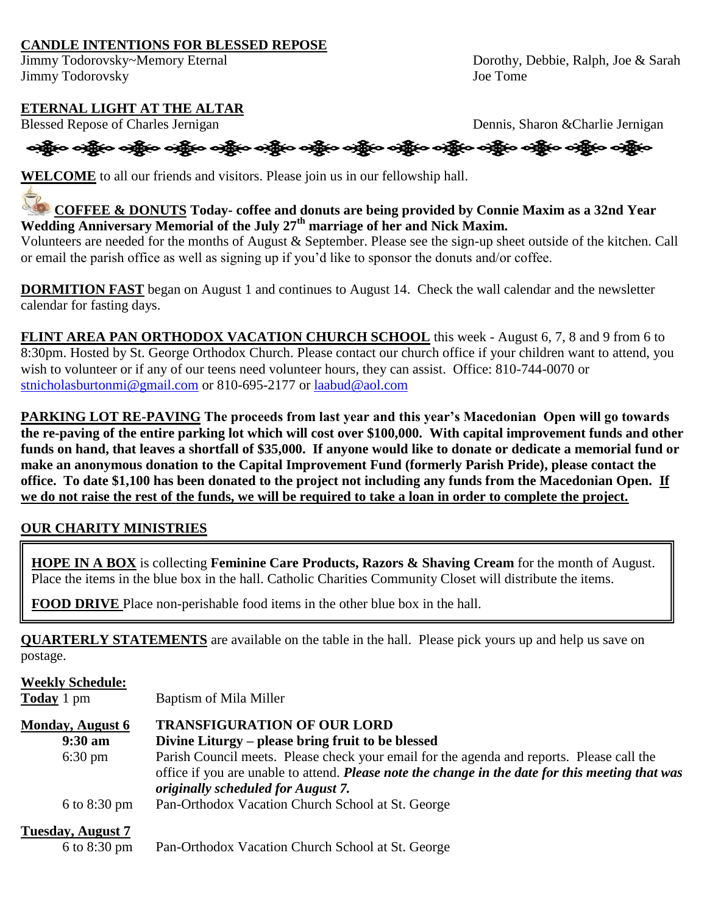**CANDLE INTENTIONS FOR BLESSED REPOSE**

Jimmy Todorovsky~Memory Eternal — Dorothy, Debbie, Ralph, Joe & Sarah

Jimmy Todorovsky — Joe Tome

**ETERNAL LIGHT AT THE ALTAR**

Blessed Repose of Charles Jernigan — Dennis, Sharon &Charlie Jernigan

**WELCOME** to all our friends and visitors. Please join us in our fellowship hall.

**COFFEE & DONUTS Today- coffee and donuts are being provided by Connie Maxim as a 32nd Year Wedding Anniversary Memorial of the July 27th marriage of her and Nick Maxim.**

Volunteers are needed for the months of August & September. Please see the sign-up sheet outside of the kitchen. Call or email the parish office as well as signing up if you'd like to sponsor the donuts and/or coffee.

**DORMITION FAST** began on August 1 and continues to August 14. Check the wall calendar and the newsletter calendar for fasting days.

**FLINT AREA PAN ORTHODOX VACATION CHURCH SCHOOL** this week - August 6, 7, 8 and 9 from 6 to 8:30pm. Hosted by St. George Orthodox Church. Please contact our church office if your children want to attend, you wish to volunteer or if any of our teens need volunteer hours, they can assist. Office: 810-744-0070 or stnicholasburtonmi@gmail.com or 810-695-2177 or laabud@aol.com

**PARKING LOT RE-PAVING The proceeds from last year and this year's Macedonian Open will go towards the re-paving of the entire parking lot which will cost over $100,000. With capital improvement funds and other funds on hand, that leaves a shortfall of $35,000. If anyone would like to donate or dedicate a memorial fund or make an anonymous donation to the Capital Improvement Fund (formerly Parish Pride), please contact the office. To date $1,100 has been donated to the project not including any funds from the Macedonian Open. If we do not raise the rest of the funds, we will be required to take a loan in order to complete the project.**

**OUR CHARITY MINISTRIES**

**HOPE IN A BOX** is collecting **Feminine Care Products, Razors & Shaving Cream** for the month of August. Place the items in the blue box in the hall. Catholic Charities Community Closet will distribute the items.

**FOOD DRIVE** Place non-perishable food items in the other blue box in the hall.

**QUARTERLY STATEMENTS** are available on the table in the hall. Please pick yours up and help us save on postage.

**Weekly Schedule:**

**Today** 1 pm — Baptism of Mila Miller

**Monday, August 6** — **TRANSFIGURATION OF OUR LORD**

- **9:30 am** — **Divine Liturgy – please bring fruit to be blessed**
- 6:30 pm — Parish Council meets. Please check your email for the agenda and reports. Please call the office if you are unable to attend. ***Please note the change in the date for this meeting that was originally scheduled for August 7.***
- 6 to 8:30 pm — Pan-Orthodox Vacation Church School at St. George

**Tuesday, August 7**

- 6 to 8:30 pm — Pan-Orthodox Vacation Church School at St. George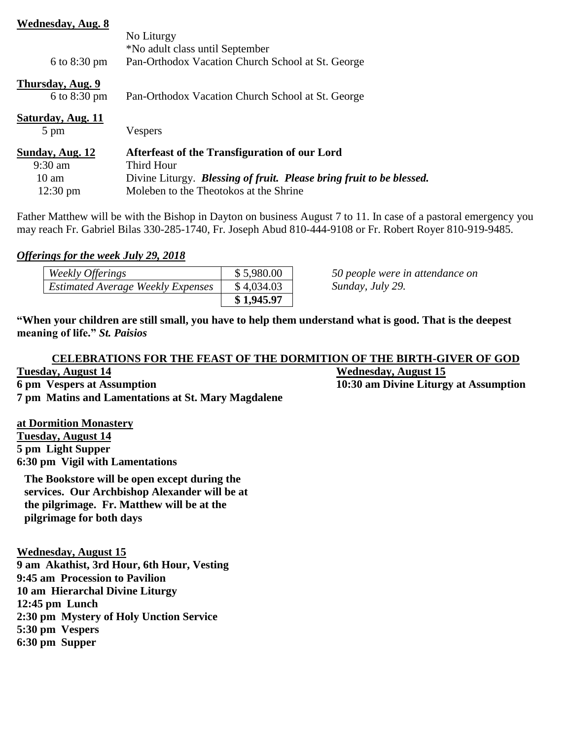**Wednesday, Aug. 8**

No Liturgy
*No adult class until September

6 to 8:30 pm — Pan-Orthodox Vacation Church School at St. George

**Thursday, Aug. 9**

6 to 8:30 pm — Pan-Orthodox Vacation Church School at St. George

**Saturday, Aug. 11**

5 pm — Vespers

**Sunday, Aug. 12** — **Afterfeast of the Transfiguration of our Lord**

9:30 am — Third Hour
10 am — Divine Liturgy. ***Blessing of fruit. Please bring fruit to be blessed.***
12:30 pm — Moleben to the Theotokos at the Shrine

Father Matthew will be with the Bishop in Dayton on business August 7 to 11. In case of a pastoral emergency you may reach Fr. Gabriel Bilas 330-285-1740, Fr. Joseph Abud 810-444-9108 or Fr. Robert Royer 810-919-9485.

***Offerings for the week July 29, 2018***

| | |
|---|---|
| *Weekly Offerings* | $ 5,980.00 |
| *Estimated Average Weekly Expenses* | $ 4,034.03 |
| | **$ 1,945.97** |

*50 people were in attendance on Sunday, July 29.*

**"When your children are still small, you have to help them understand what is good. That is the deepest meaning of life."** ***St. Paisios***

**CELEBRATIONS FOR THE FEAST OF THE DORMITION OF THE BIRTH-GIVER OF GOD**

**Tuesday, August 14**
**6 pm Vespers at Assumption**
**7 pm Matins and Lamentations at St. Mary Magdalene**

**Wednesday, August 15**
**10:30 am Divine Liturgy at Assumption**

**at Dormition Monastery**

**Tuesday, August 14**
**5 pm Light Supper**
**6:30 pm Vigil with Lamentations**

**The Bookstore will be open except during the services. Our Archbishop Alexander will be at the pilgrimage. Fr. Matthew will be at the pilgrimage for both days**

**Wednesday, August 15**
**9 am Akathist, 3rd Hour, 6th Hour, Vesting**
**9:45 am Procession to Pavilion**
**10 am Hierarchal Divine Liturgy**
**12:45 pm Lunch**
**2:30 pm Mystery of Holy Unction Service**
**5:30 pm Vespers**
**6:30 pm Supper**